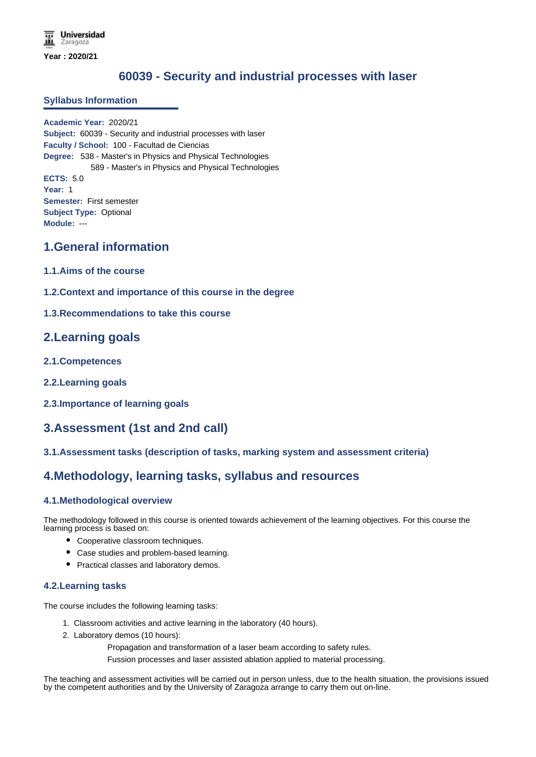Year : 2020/21

# 60039 - Security and industrial processes with laser

## Syllabus Information

**Academic Year:** 2020/21
**Subject:** 60039 - Security and industrial processes with laser
**Faculty / School:** 100 - Facultad de Ciencias
**Degree:** 538 - Master's in Physics and Physical Technologies
589 - Master's in Physics and Physical Technologies
**ECTS:** 5.0
**Year:** 1
**Semester:** First semester
**Subject Type:** Optional
**Module:** ---

## 1.General information

### 1.1.Aims of the course

### 1.2.Context and importance of this course in the degree

### 1.3.Recommendations to take this course

## 2.Learning goals

### 2.1.Competences

### 2.2.Learning goals

### 2.3.Importance of learning goals

## 3.Assessment (1st and 2nd call)

### 3.1.Assessment tasks (description of tasks, marking system and assessment criteria)

## 4.Methodology, learning tasks, syllabus and resources

### 4.1.Methodological overview

The methodology followed in this course is oriented towards achievement of the learning objectives. For this course the learning process is based on:

- Cooperative classroom techniques.
- Case studies and problem-based learning.
- Practical classes and laboratory demos.

### 4.2.Learning tasks

The course includes the following learning tasks:

1. Classroom activities and active learning in the laboratory (40 hours).
2. Laboratory demos (10 hours):

   Propagation and transformation of a laser beam according to safety rules.

   Fussion processes and laser assisted ablation applied to material processing.

The teaching and assessment activities will be carried out in person unless, due to the health situation, the provisions issued by the competent authorities and by the University of Zaragoza arrange to carry them out on-line.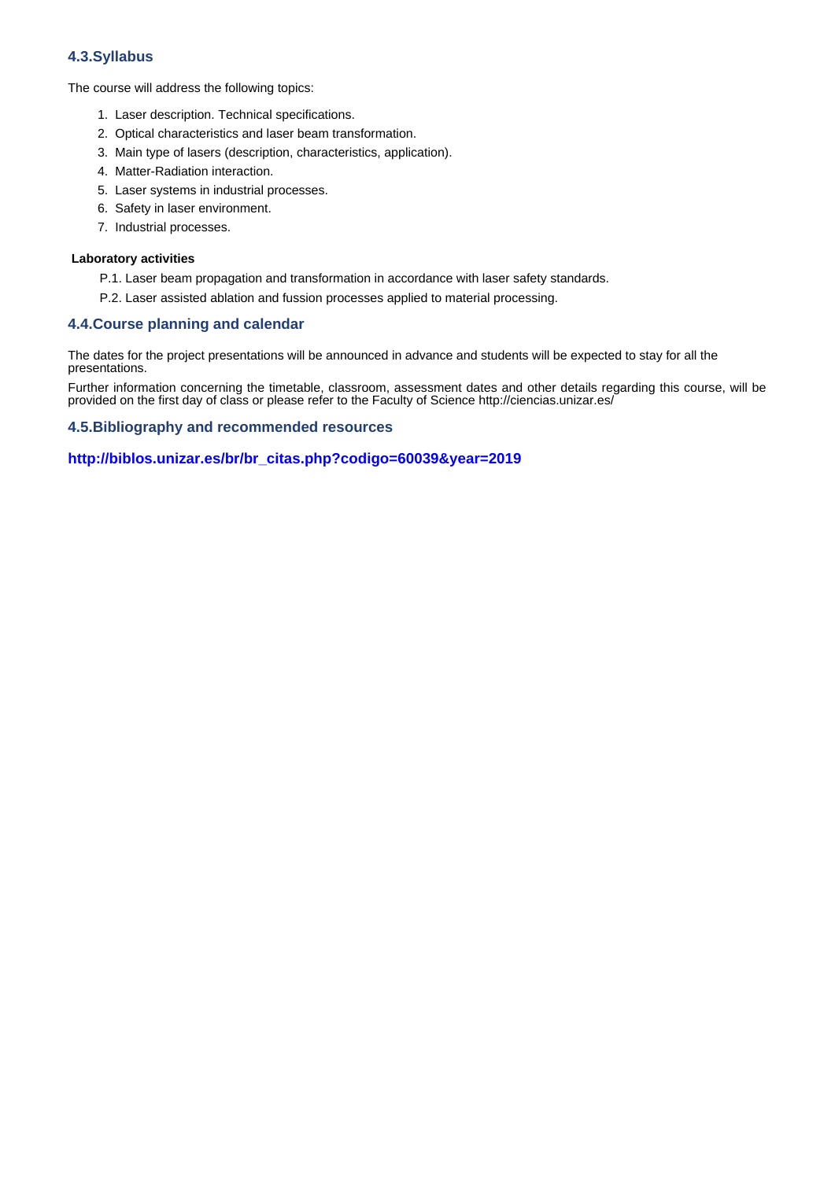## 4.3.Syllabus

The course will address the following topics:

1. Laser description. Technical specifications.
2. Optical characteristics and laser beam transformation.
3. Main type of lasers (description, characteristics, application).
4. Matter-Radiation interaction.
5. Laser systems in industrial processes.
6. Safety in laser environment.
7. Industrial processes.

**Laboratory activities**

P.1. Laser beam propagation and transformation in accordance with laser safety standards.

P.2. Laser assisted ablation and fussion processes applied to material processing.

## 4.4.Course planning and calendar

The dates for the project presentations will be announced in advance and students will be expected to stay for all the presentations.

Further information concerning the timetable, classroom, assessment dates and other details regarding this course, will be provided on the first day of class or please refer to the Faculty of Science http://ciencias.unizar.es/

## 4.5.Bibliography and recommended resources

**http://biblos.unizar.es/br/br_citas.php?codigo=60039&year=2019**